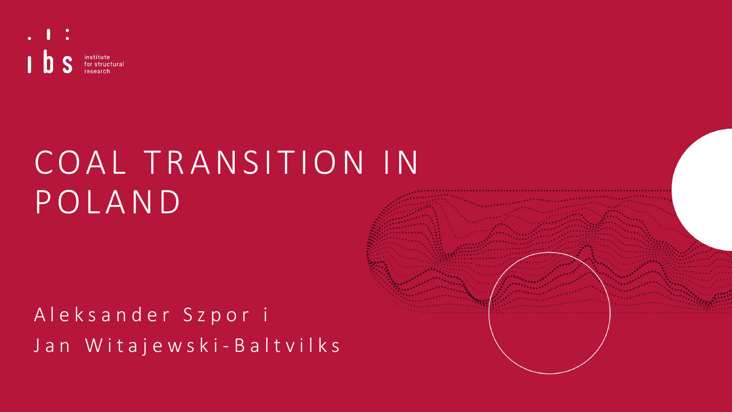ibs institute for structural research

# COAL TRANSITION IN POLAND

Aleksander Szpor i

Jan Witajewski-Baltvilks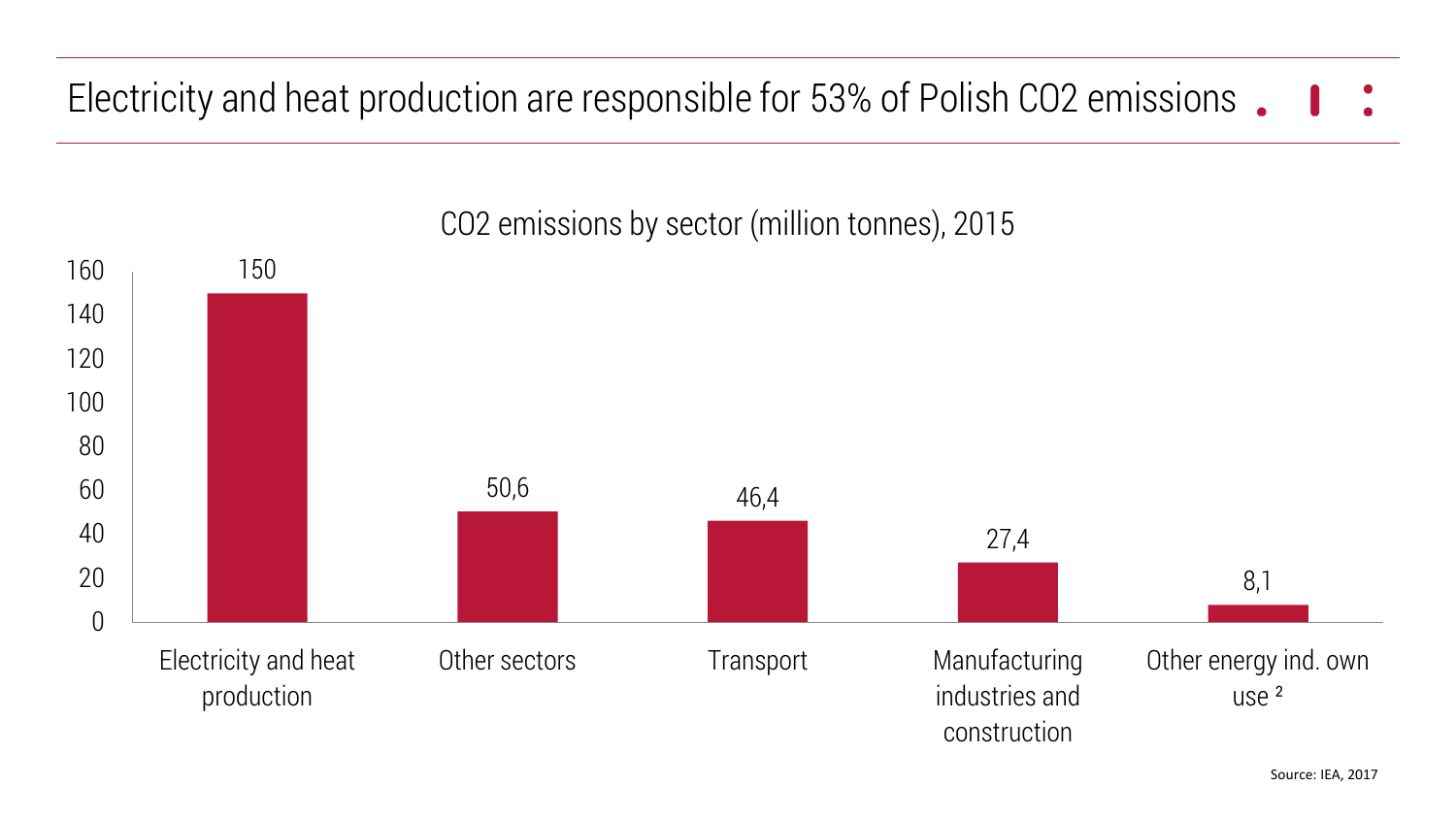# Electricity and heat production are responsible for 53% of Polish $CO_2$ emissions

$CO_2$ emissions by sector (million tonnes), 2015

| Sector | $CO_2$ emissions (million tonnes) |
|---|---|
| Electricity and heat production | 150 |
| Other sectors | 50,6 |
| Transport | 46,4 |
| Manufacturing industries and construction | 27,4 |
| Other energy ind. own use [2] | 8,1 |

Source: IEA, 2017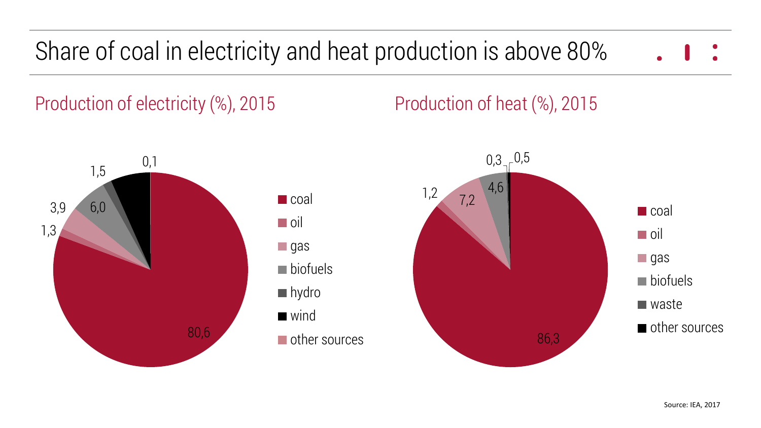# Share of coal in electricity and heat production is above 80%

## Production of electricity (%), 2015

| Source | % |
| --- | --- |
| coal | 80,6 |
| oil | 1,3 |
| gas | 3,9 |
| biofuels | 6,0 |
| hydro | 1,5 |
| wind | 6,6 |
| other sources | 0,1 |

## Production of heat (%), 2015

| Source | % |
| --- | --- |
| coal | 86,3 |
| oil | 1,2 |
| gas | 7,2 |
| biofuels | 4,6 |
| waste | 0,3 |
| other sources | 0,5 |

Source: IEA, 2017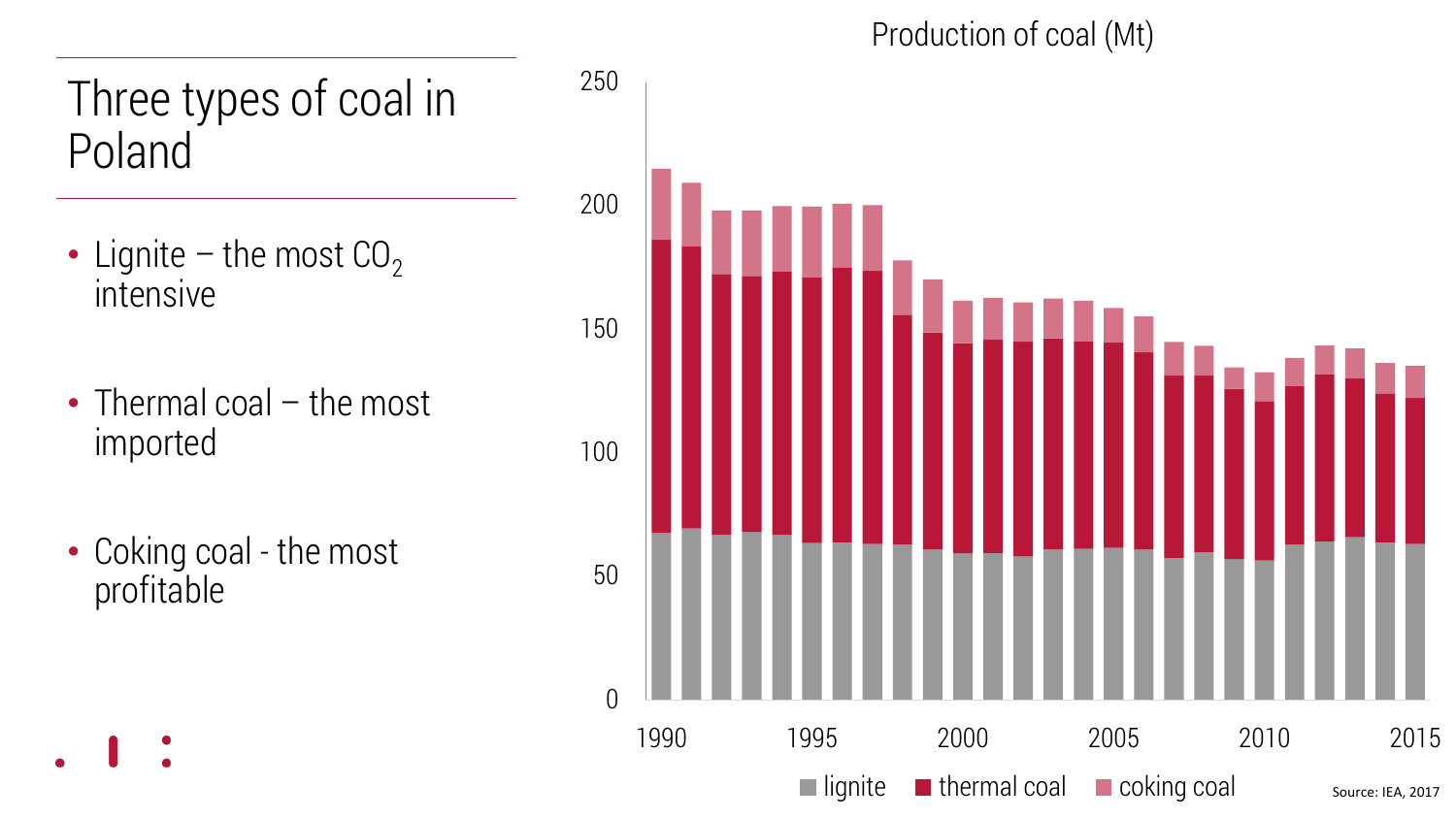# Three types of coal in Poland

- Lignite – the most $CO_2$ intensive
- Thermal coal – the most imported
- Coking coal - the most profitable

Production of coal (Mt)

lignite | thermal coal | coking coal

Source: IEA, 2017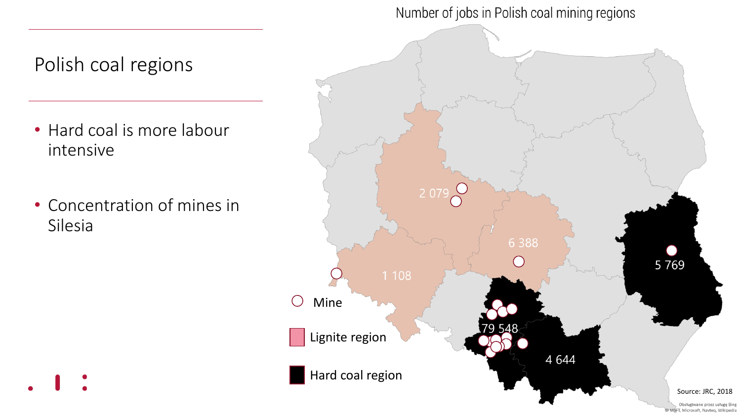# Polish coal regions

- Hard coal is more labour intensive
- Concentration of mines in Silesia

Number of jobs in Polish coal mining regions

2 079

6 388

1 108

5 769

79 548

4 644

Mine

Lignite region

Hard coal region

Source: JRC, 2018

Obsługiwane przez usługę Bing
© MSFT, Microsoft, Navteq, Wikipedia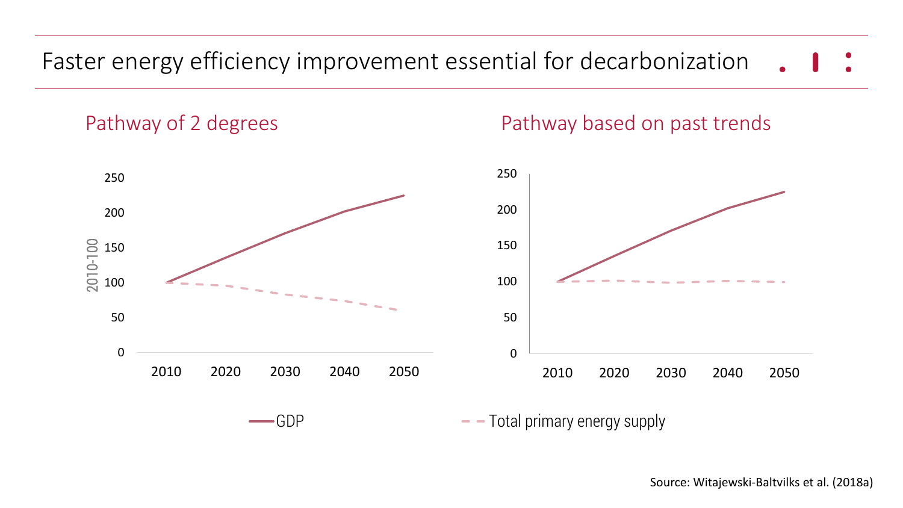# Faster energy efficiency improvement essential for decarbonization

## Pathway of 2 degrees

## Pathway based on past trends

Source: Witajewski-Baltvilks et al. (2018a)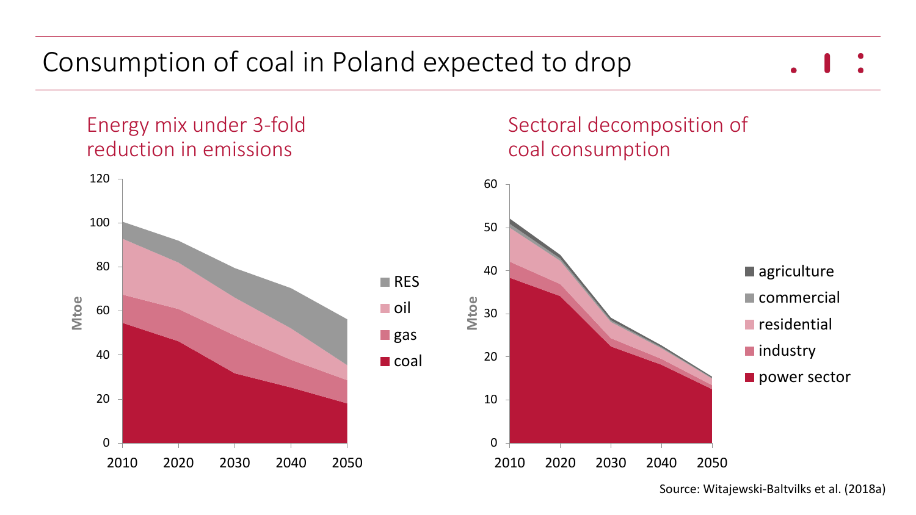# Consumption of coal in Poland expected to drop

## Energy mix under 3-fold reduction in emissions

Mtoe: 0, 20, 40, 60, 80, 100, 120

2010, 2020, 2030, 2040, 2050

RES, oil, gas, coal

## Sectoral decomposition of coal consumption

Mtoe: 0, 10, 20, 30, 40, 50, 60

2010, 2020, 2030, 2040, 2050

agriculture, commercial, residential, industry, power sector

Source: Witajewski-Baltvilks et al. (2018a)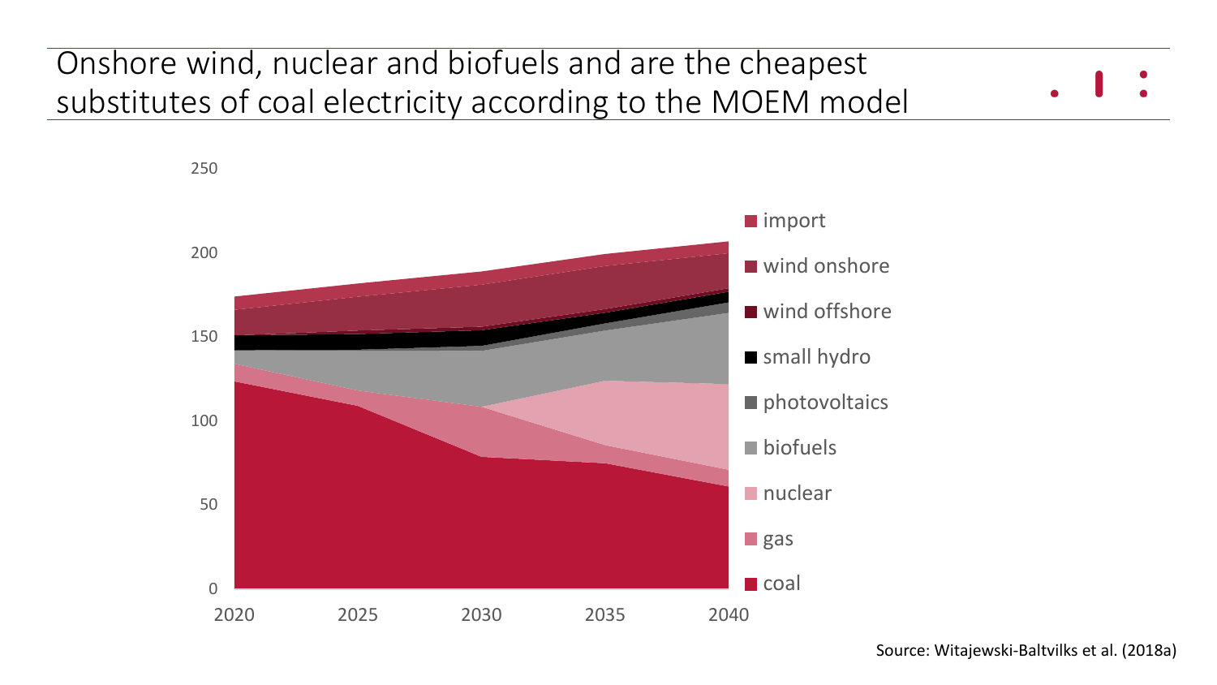# Onshore wind, nuclear and biofuels and are the cheapest substitutes of coal electricity according to the MOEM model

Source: Witajewski-Baltvilks et al. (2018a)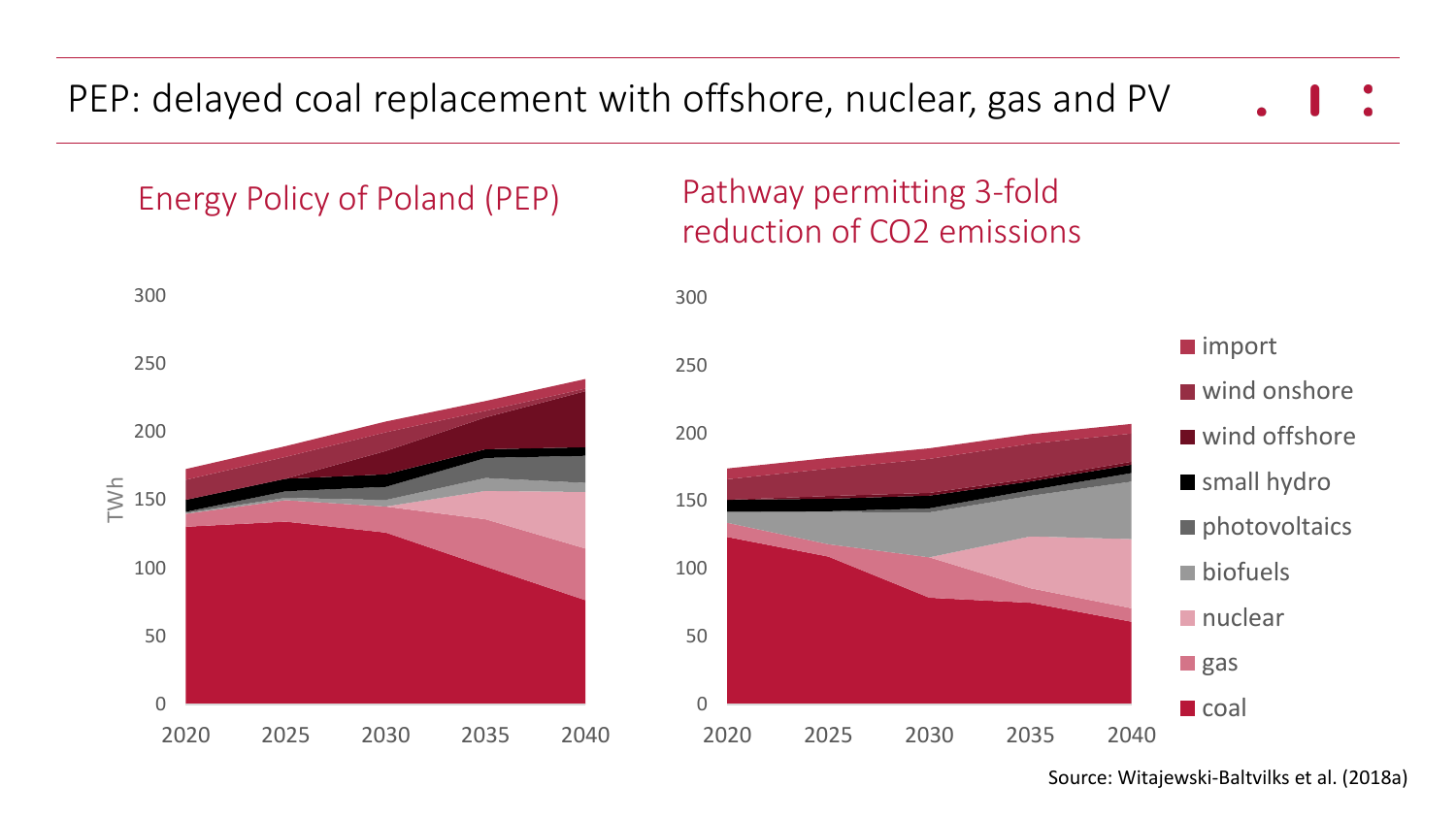# PEP: delayed coal replacement with offshore, nuclear, gas and PV

## Energy Policy of Poland (PEP)

300
250
200
150
100
50
0

TWh

2020 2025 2030 2035 2040

## Pathway permitting 3-fold reduction of $CO_2$ emissions

300
250
200
150
100
50
0

2020 2025 2030 2035 2040

- import
- wind onshore
- wind offshore
- small hydro
- photovoltaics
- biofuels
- nuclear
- gas
- coal

Source: Witajewski-Baltvilks et al. (2018a)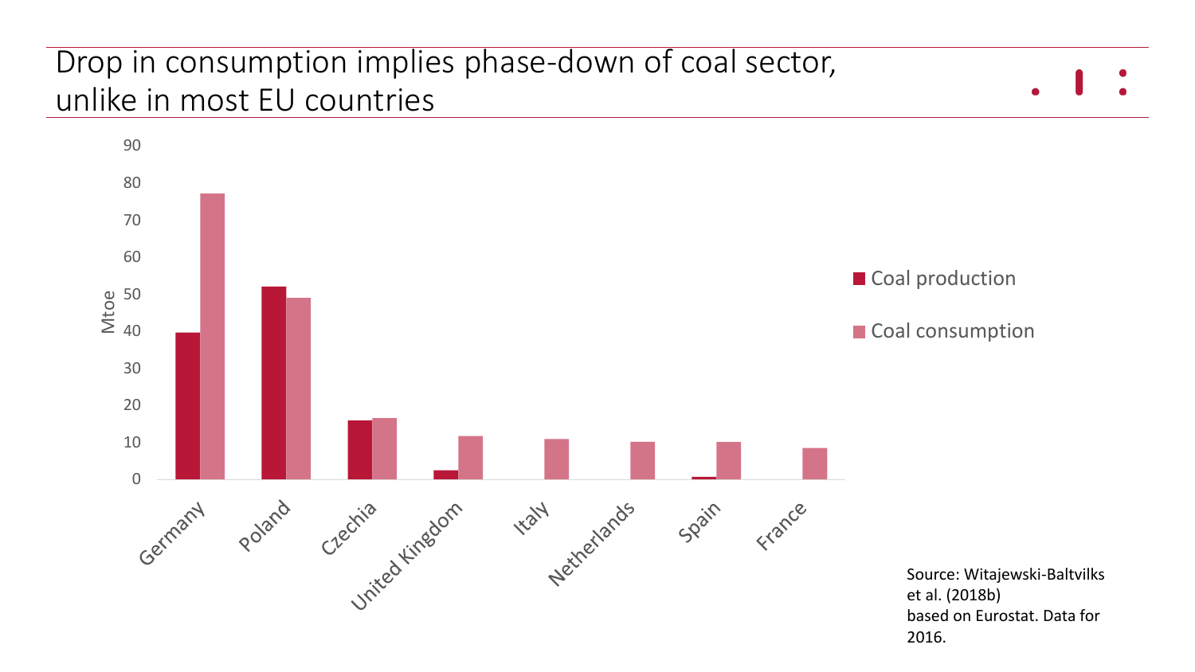# Drop in consumption implies phase-down of coal sector, unlike in most EU countries

| Country | Coal production (Mtoe) | Coal consumption (Mtoe) |
|---|---|---|
| Germany | 39.8 | 77.3 |
| Poland | 52.2 | 49.2 |
| Czechia | 16.1 | 16.7 |
| United Kingdom | 2.5 | 11.8 |
| Italy | | 11.0 |
| Netherlands | | 10.2 |
| Spain | 0.7 | 10.2 |
| France | | 8.5 |

Source: Witajewski-Baltvilks et al. (2018b) based on Eurostat. Data for 2016.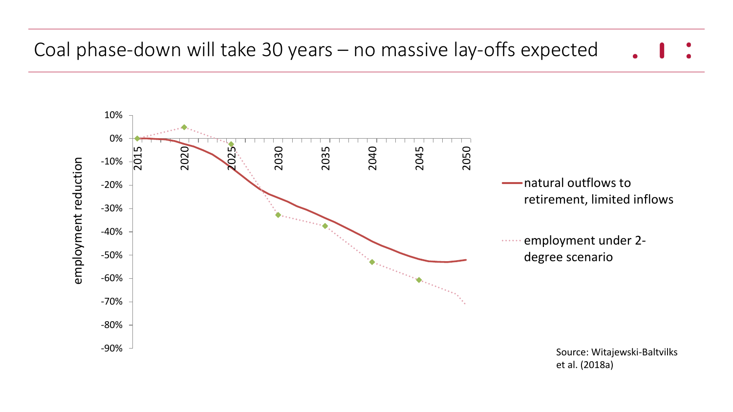# Coal phase-down will take 30 years – no massive lay-offs expected

employment reduction

10%
0%
-10%
-20%
-30%
-40%
-50%
-60%
-70%
-80%
-90%

2015 2020 2025 2030 2035 2040 2045 2050

natural outflows to retirement, limited inflows

employment under 2-degree scenario

Source: Witajewski-Baltvilks et al. (2018a)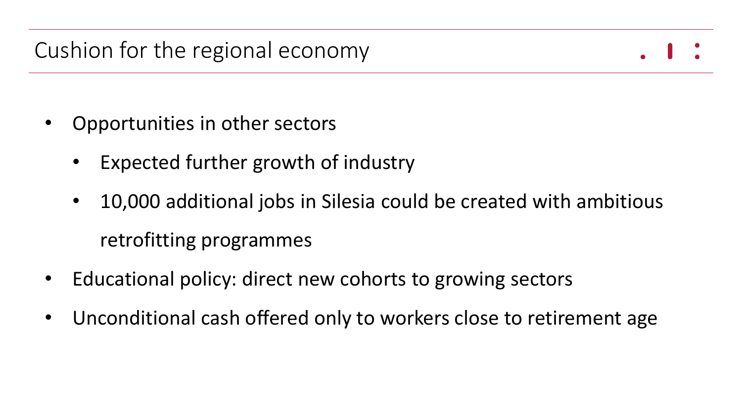# Cushion for the regional economy

- Opportunities in other sectors
  - Expected further growth of industry
  - 10,000 additional jobs in Silesia could be created with ambitious retrofitting programmes
- Educational policy: direct new cohorts to growing sectors
- Unconditional cash offered only to workers close to retirement age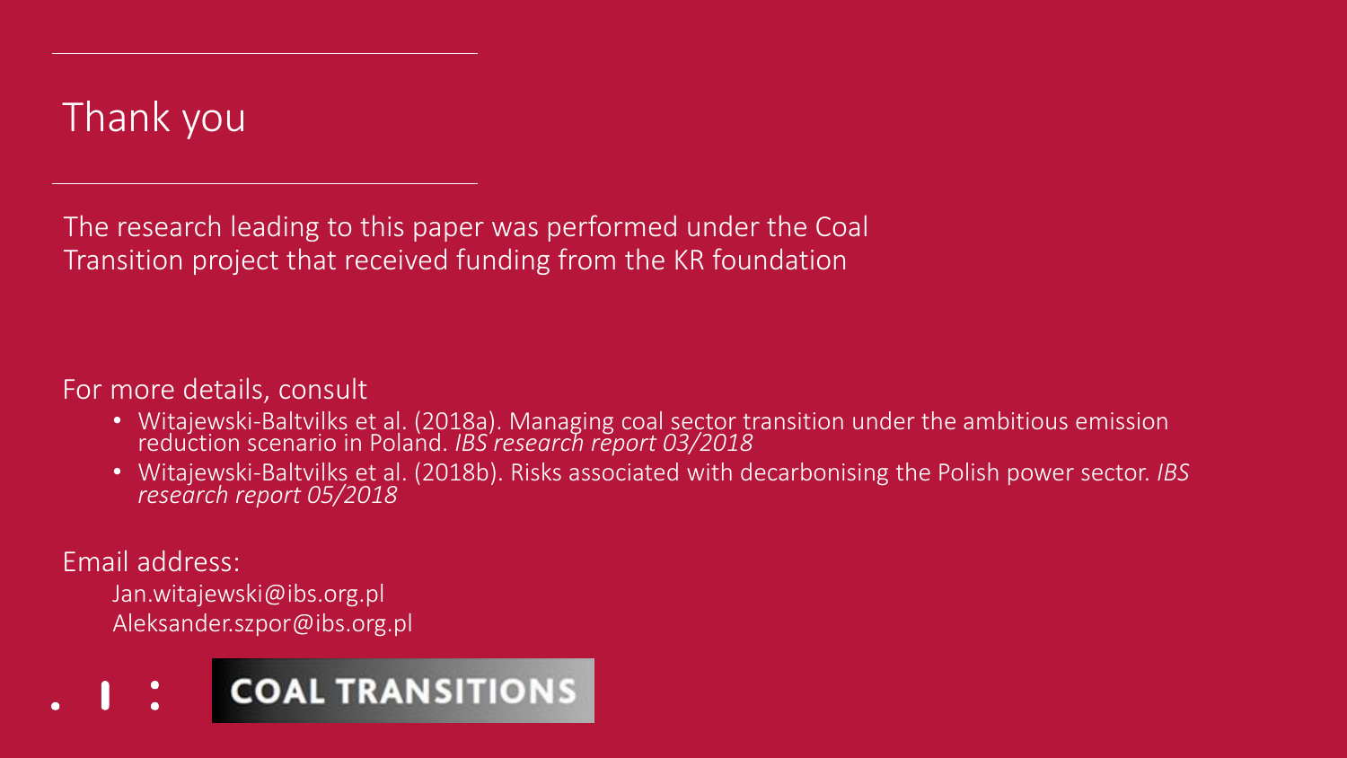# Thank you

The research leading to this paper was performed under the Coal Transition project that received funding from the KR foundation

For more details, consult

- Witajewski-Baltvilks et al. (2018a). Managing coal sector transition under the ambitious emission reduction scenario in Poland. *IBS research report 03/2018*
- Witajewski-Baltvilks et al. (2018b). Risks associated with decarbonising the Polish power sector. *IBS research report 05/2018*

Email address:

Jan.witajewski@ibs.org.pl
Aleksander.szpor@ibs.org.pl

COAL TRANSITIONS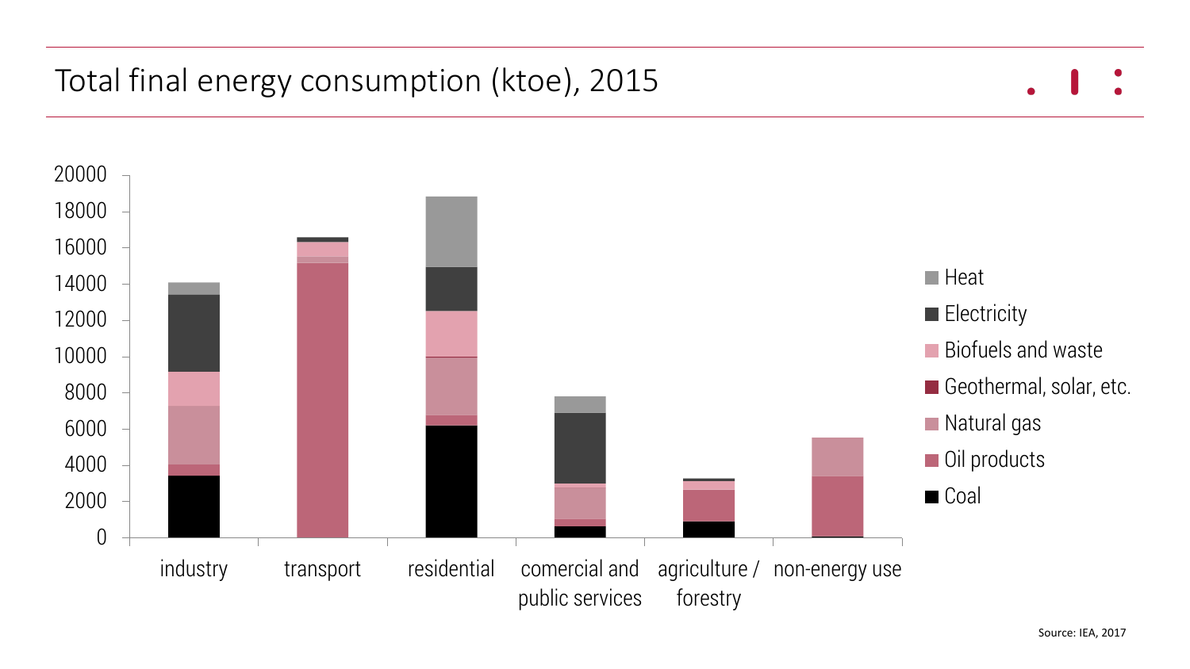# Total final energy consumption (ktoe), 2015

20000
18000
16000
14000
12000
10000
8000
6000
4000
2000
0

industry
transport
residential
comercial and public services
agriculture / forestry
non-energy use

Heat
Electricity
Biofuels and waste
Geothermal, solar, etc.
Natural gas
Oil products
Coal

Source: IEA, 2017